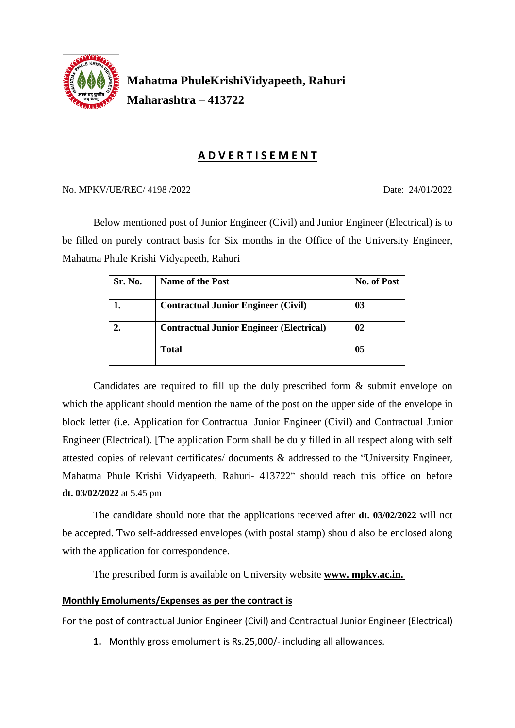# Mahatma PhuleKrishiVidyapeeth, Rahuri
# Maharashtra – 413722

## A D V E R T I S E M E N T

No. MPKV/UE/REC/ 4198 /2022 Date: 24/01/2022

Below mentioned post of Junior Engineer (Civil) and Junior Engineer (Electrical) is to be filled on purely contract basis for Six months in the Office of the University Engineer, Mahatma Phule Krishi Vidyapeeth, Rahuri

| Sr. No. | Name of the Post | No. of Post |
|---|---|---|
| **1.** | **Contractual Junior Engineer (Civil)** | **03** |
| **2.** | **Contractual Junior Engineer (Electrical)** | **02** |
| | **Total** | **05** |

Candidates are required to fill up the duly prescribed form & submit envelope on which the applicant should mention the name of the post on the upper side of the envelope in block letter (i.e. Application for Contractual Junior Engineer (Civil) and Contractual Junior Engineer (Electrical). [The application Form shall be duly filled in all respect along with self attested copies of relevant certificates/ documents & addressed to the "University Engineer, Mahatma Phule Krishi Vidyapeeth, Rahuri- 413722" should reach this office on before **dt. 03/02/2022** at 5.45 pm

The candidate should note that the applications received after **dt. 03/02/2022** will not be accepted. Two self-addressed envelopes (with postal stamp) should also be enclosed along with the application for correspondence.

The prescribed form is available on University website **www. mpkv.ac.in.**

**Monthly Emoluments/Expenses as per the contract is**

For the post of contractual Junior Engineer (Civil) and Contractual Junior Engineer (Electrical)

1. Monthly gross emolument is Rs.25,000/- including all allowances.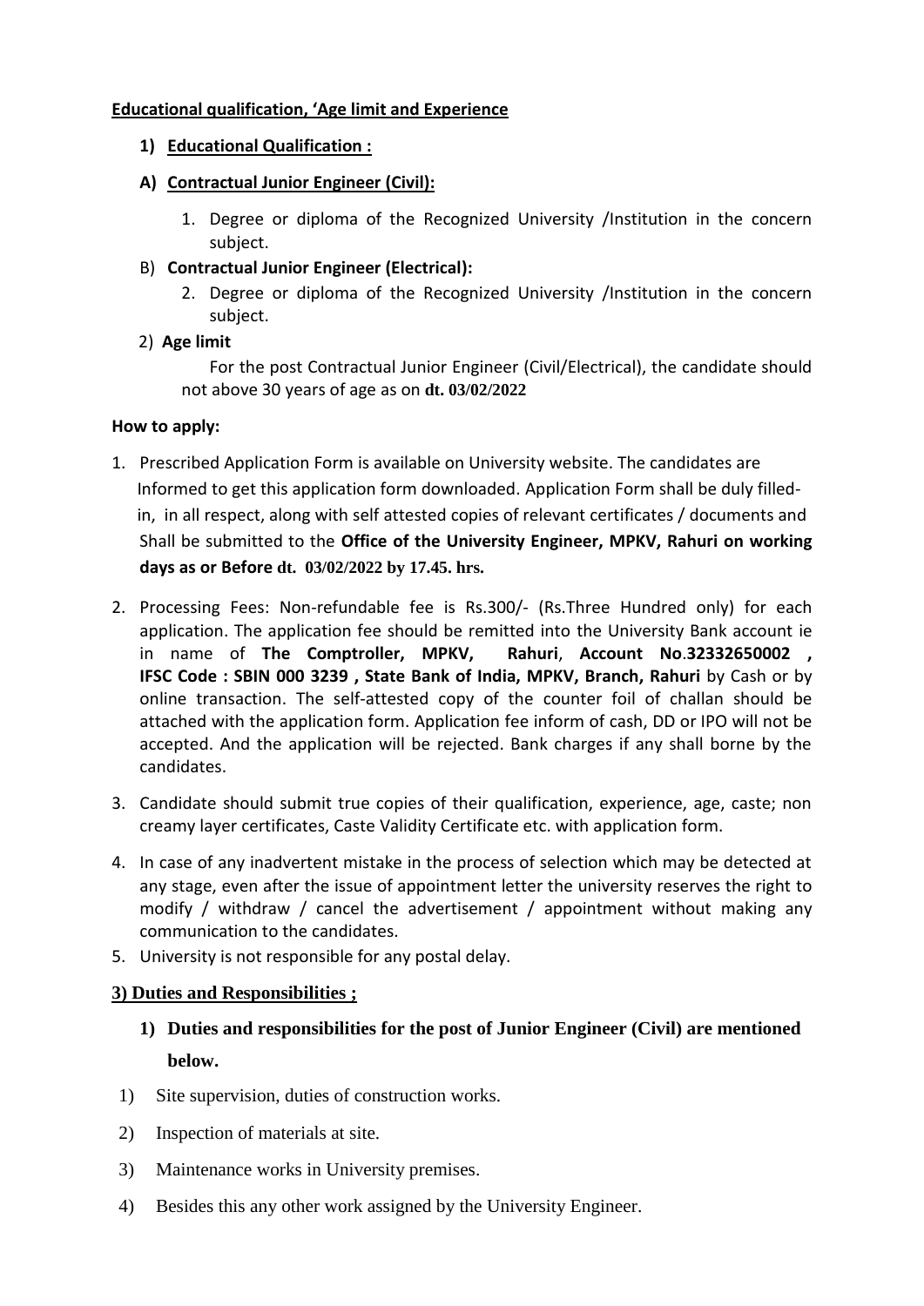**Educational qualification, 'Age limit and Experience**

**1) Educational Qualification :**

**A) Contractual Junior Engineer (Civil):**

1. Degree or diploma of the Recognized University /Institution in the concern subject.

B) **Contractual Junior Engineer (Electrical):**

2. Degree or diploma of the Recognized University /Institution in the concern subject.

2) **Age limit**

For the post Contractual Junior Engineer (Civil/Electrical), the candidate should not above 30 years of age as on **dt. 03/02/2022**

**How to apply:**

1. Prescribed Application Form is available on University website. The candidates are Informed to get this application form downloaded. Application Form shall be duly filled-in, in all respect, along with self attested copies of relevant certificates / documents and Shall be submitted to the **Office of the University Engineer, MPKV, Rahuri on working days as or Before dt. 03/02/2022 by 17.45. hrs.**

2. Processing Fees: Non-refundable fee is Rs.300/- (Rs.Three Hundred only) for each application. The application fee should be remitted into the University Bank account ie in name of **The Comptroller, MPKV, Rahuri**, **Account No.32332650002 , IFSC Code : SBIN 000 3239 , State Bank of India, MPKV, Branch, Rahuri** by Cash or by online transaction. The self-attested copy of the counter foil of challan should be attached with the application form. Application fee inform of cash, DD or IPO will not be accepted. And the application will be rejected. Bank charges if any shall borne by the candidates.

3. Candidate should submit true copies of their qualification, experience, age, caste; non creamy layer certificates, Caste Validity Certificate etc. with application form.

4. In case of any inadvertent mistake in the process of selection which may be detected at any stage, even after the issue of appointment letter the university reserves the right to modify / withdraw / cancel the advertisement / appointment without making any communication to the candidates.

5. University is not responsible for any postal delay.

**3) Duties and Responsibilities ;**

**1) Duties and responsibilities for the post of Junior Engineer (Civil) are mentioned below.**

1) Site supervision, duties of construction works.

2) Inspection of materials at site.

3) Maintenance works in University premises.

4) Besides this any other work assigned by the University Engineer.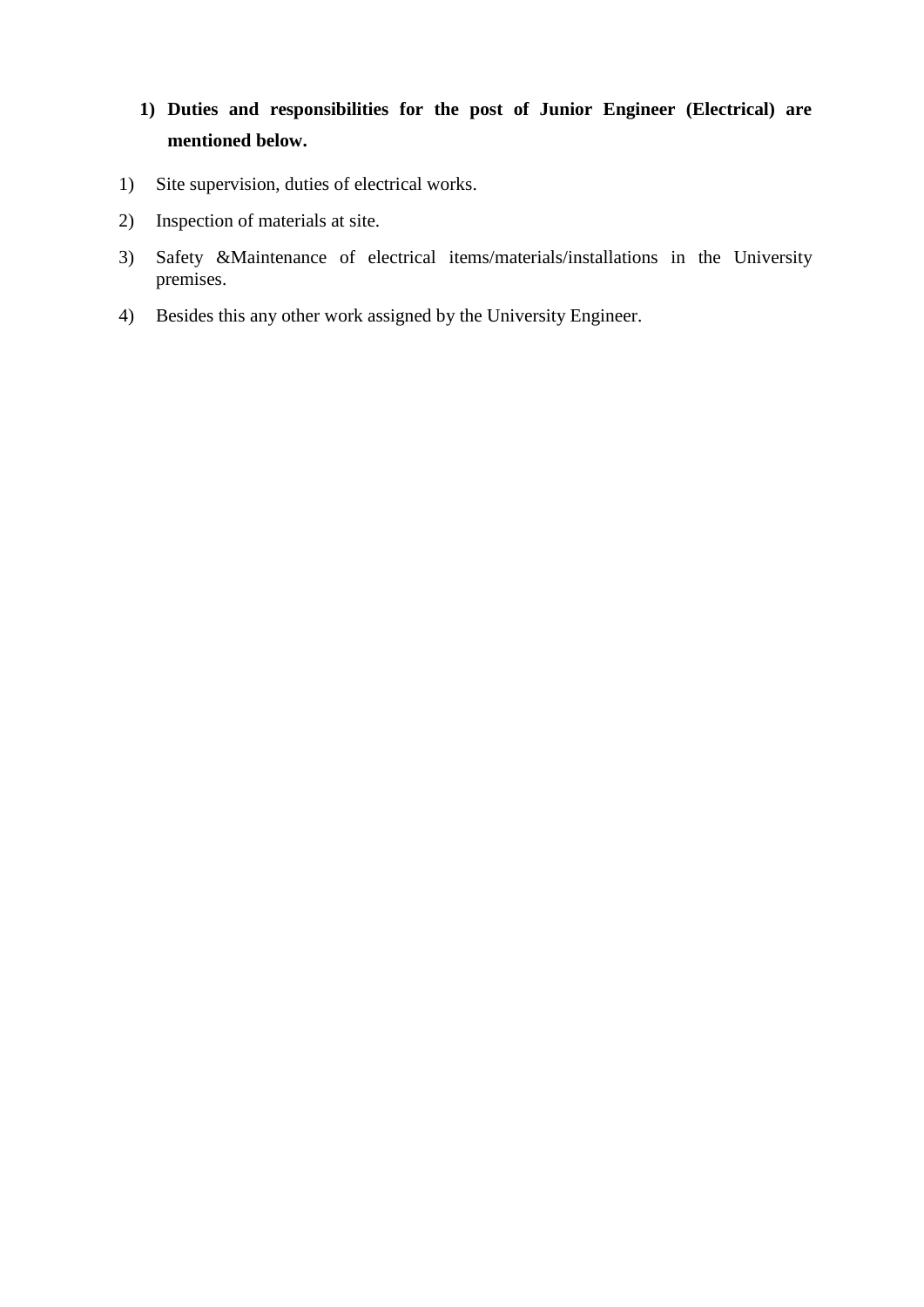1) **Duties and responsibilities for the post of Junior Engineer (Electrical) are mentioned below.**

1) Site supervision, duties of electrical works.
2) Inspection of materials at site.
3) Safety &Maintenance of electrical items/materials/installations in the University premises.
4) Besides this any other work assigned by the University Engineer.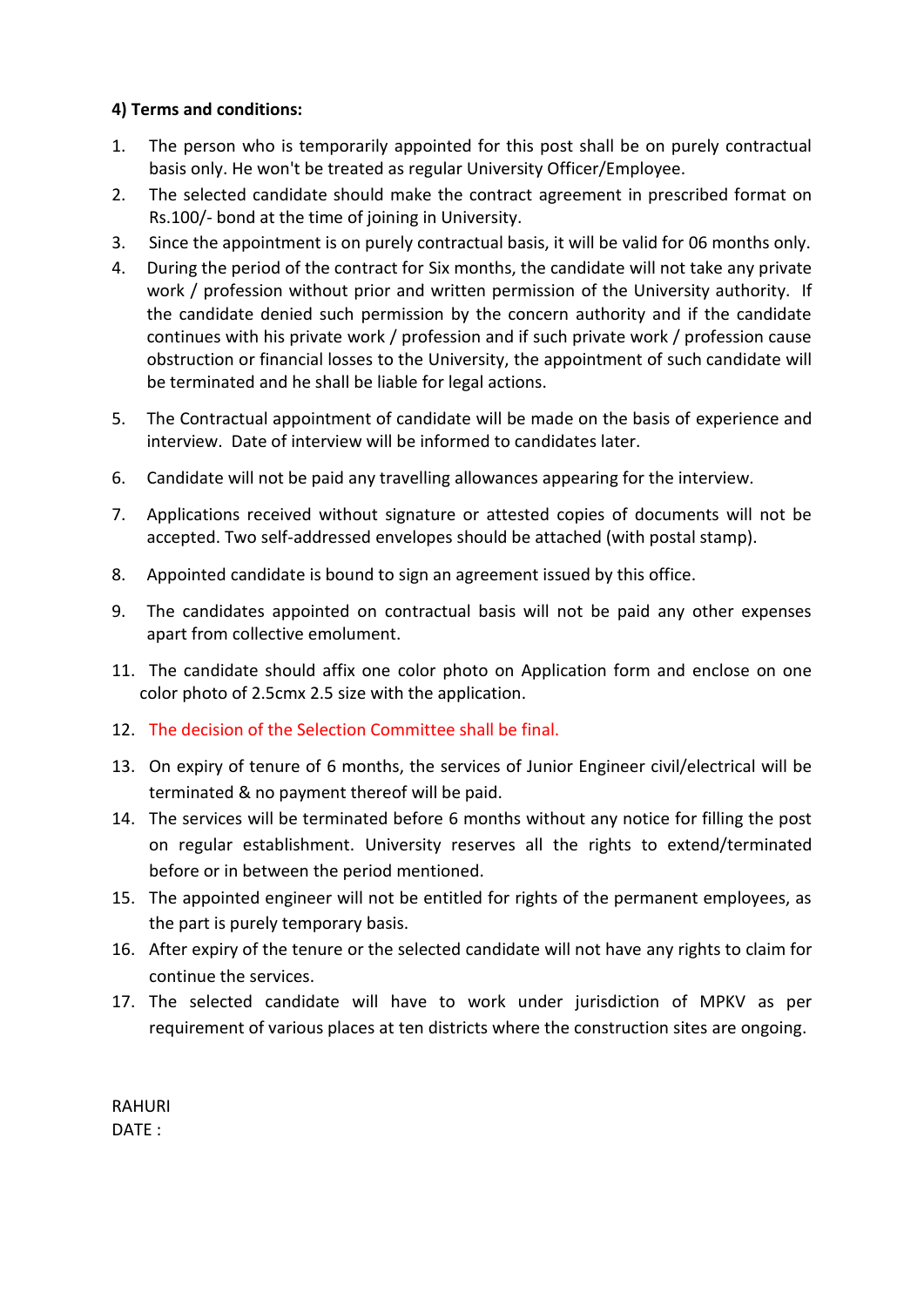**4) Terms and conditions:**

1. The person who is temporarily appointed for this post shall be on purely contractual basis only. He won't be treated as regular University Officer/Employee.
2. The selected candidate should make the contract agreement in prescribed format on Rs.100/- bond at the time of joining in University.
3. Since the appointment is on purely contractual basis, it will be valid for 06 months only.
4. During the period of the contract for Six months, the candidate will not take any private work / profession without prior and written permission of the University authority. If the candidate denied such permission by the concern authority and if the candidate continues with his private work / profession and if such private work / profession cause obstruction or financial losses to the University, the appointment of such candidate will be terminated and he shall be liable for legal actions.
5. The Contractual appointment of candidate will be made on the basis of experience and interview. Date of interview will be informed to candidates later.
6. Candidate will not be paid any travelling allowances appearing for the interview.
7. Applications received without signature or attested copies of documents will not be accepted. Two self-addressed envelopes should be attached (with postal stamp).
8. Appointed candidate is bound to sign an agreement issued by this office.
9. The candidates appointed on contractual basis will not be paid any other expenses apart from collective emolument.

11. The candidate should affix one color photo on Application form and enclose on one color photo of 2.5cmx 2.5 size with the application.
12. The decision of the Selection Committee shall be final.
13. On expiry of tenure of 6 months, the services of Junior Engineer civil/electrical will be terminated & no payment thereof will be paid.
14. The services will be terminated before 6 months without any notice for filling the post on regular establishment. University reserves all the rights to extend/terminated before or in between the period mentioned.
15. The appointed engineer will not be entitled for rights of the permanent employees, as the part is purely temporary basis.
16. After expiry of the tenure or the selected candidate will not have any rights to claim for continue the services.
17. The selected candidate will have to work under jurisdiction of MPKV as per requirement of various places at ten districts where the construction sites are ongoing.

RAHURI
DATE :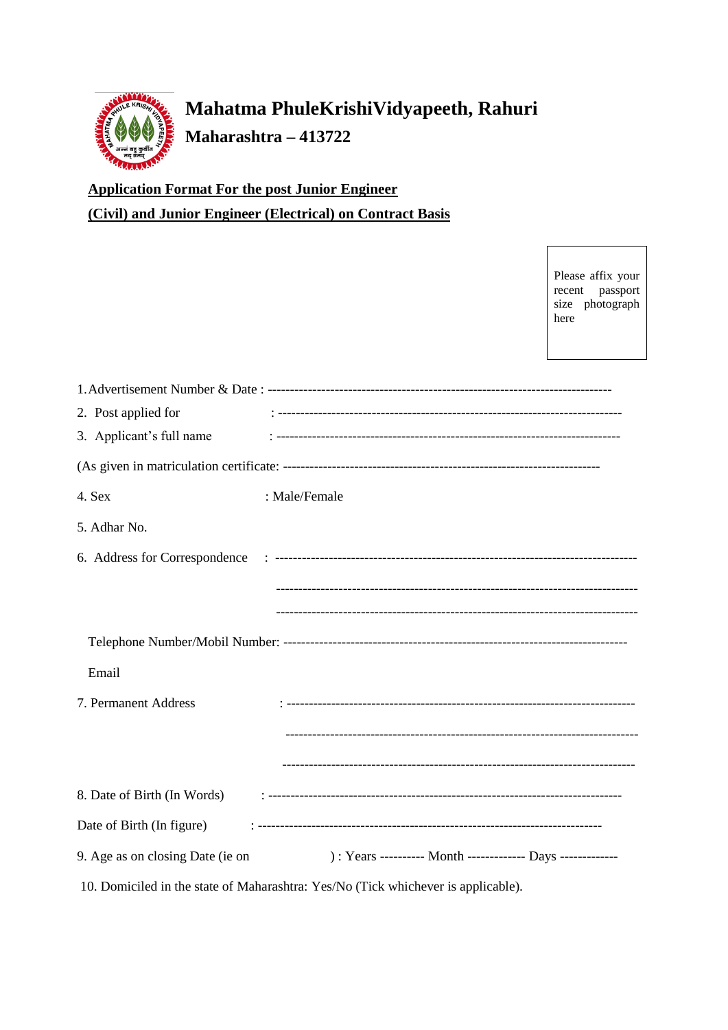# Mahatma PhuleKrishiVidyapeeth, Rahuri

## Maharashtra – 413722

**Application Format For the post Junior Engineer**

**(Civil) and Junior Engineer (Electrical) on Contract Basis**

Please affix your recent passport size photograph here

1. Advertisement Number & Date : ----------------------------------------------------------------------------
2. Post applied for : ----------------------------------------------------------------------------
3. Applicant's full name : ----------------------------------------------------------------------------

(As given in matriculation certificate: --------------------------------------------------------------------

4. Sex : Male/Female

5. Adhar No.

6. Address for Correspondence : ------------------------------------------------------------------------------

------------------------------------------------------------------------------

------------------------------------------------------------------------------

Telephone Number/Mobil Number: ---------------------------------------------------------------------------

Email

7. Permanent Address : ----------------------------------------------------------------------------

----------------------------------------------------------------------------

----------------------------------------------------------------------------

8. Date of Birth (In Words) : ----------------------------------------------------------------------------

Date of Birth (In figure) : --------------------------------------------------------------------------

9. Age as on closing Date (ie on ) : Years ---------- Month ------------- Days -------------

10. Domiciled in the state of Maharashtra: Yes/No (Tick whichever is applicable).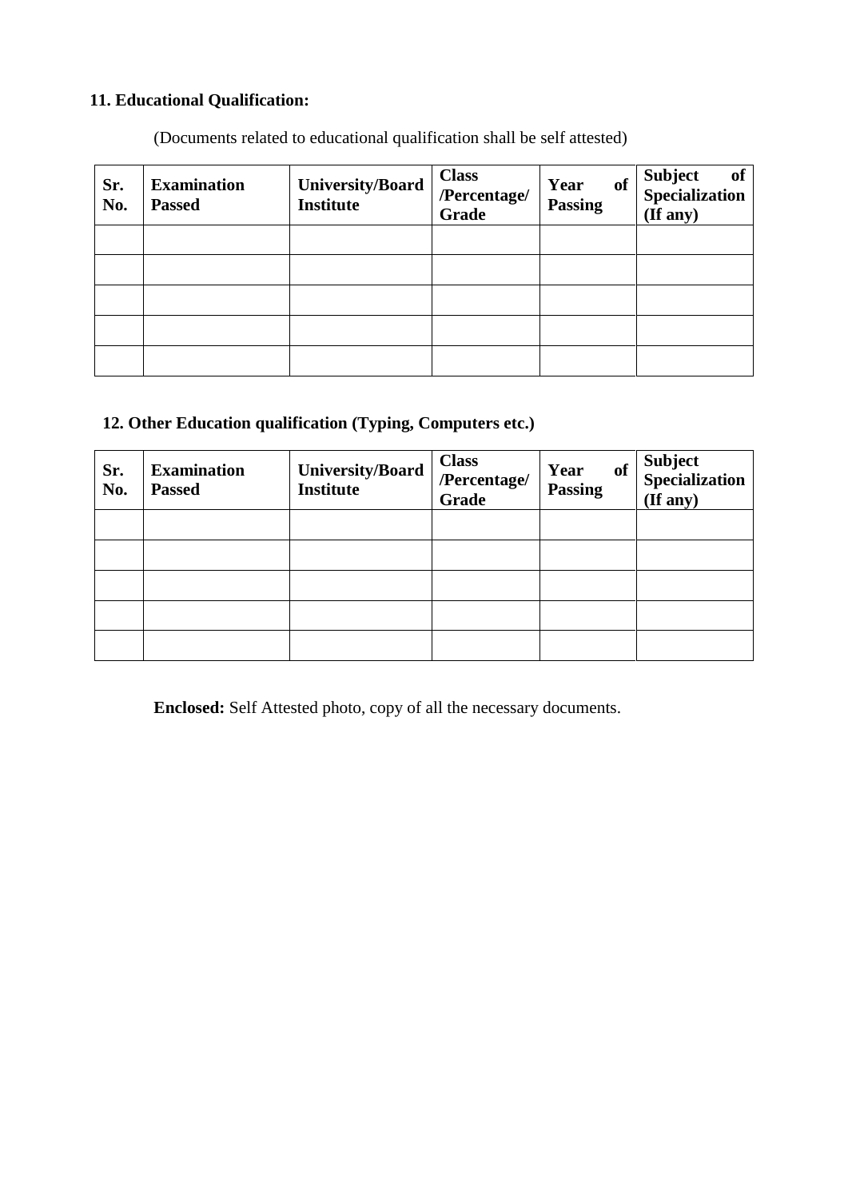**11. Educational Qualification:**

(Documents related to educational qualification shall be self attested)

| Sr. No. | Examination Passed | University/Board Institute | Class /Percentage/ Grade | Year of Passing | Subject of Specialization (If any) |
|---|---|---|---|---|---|
| | | | | | |
| | | | | | |
| | | | | | |
| | | | | | |
| | | | | | |

**12. Other Education qualification (Typing, Computers etc.)**

| Sr. No. | Examination Passed | University/Board Institute | Class /Percentage/ Grade | Year of Passing | Subject Specialization (If any) |
|---|---|---|---|---|---|
| | | | | | |
| | | | | | |
| | | | | | |
| | | | | | |
| | | | | | |

**Enclosed:** Self Attested photo, copy of all the necessary documents.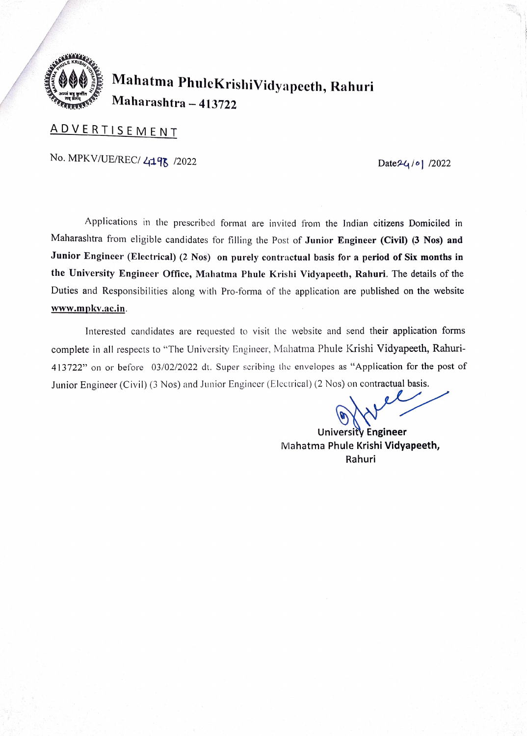# Mahatma PhuleKrishiVidyapeeth, Rahuri

## Maharashtra – 413722

## ADVERTISEMENT

No. MPKV/UE/REC/ 4198 /2022 Date 24/01 /2022

Applications in the prescribed format are invited from the Indian citizens Domiciled in Maharashtra from eligible candidates for filling the Post of **Junior Engineer (Civil) (3 Nos) and Junior Engineer (Electrical) (2 Nos) on purely contractual basis for a period of Six months in the University Engineer Office, Mahatma Phule Krishi Vidyapeeth, Rahuri.** The details of the Duties and Responsibilities along with Pro-forma of the application are published on the website **www.mpkv.ac.in**.

Interested candidates are requested to visit the website and send their application forms complete in all respects to "The University Engineer, Mahatma Phule Krishi Vidyapeeth, Rahuri-413722" on or before 03/02/2022 dt. Super scribing the envelopes as "Application for the post of Junior Engineer (Civil) (3 Nos) and Junior Engineer (Electrical) (2 Nos) on contractual basis.

University Engineer
Mahatma Phule Krishi Vidyapeeth,
Rahuri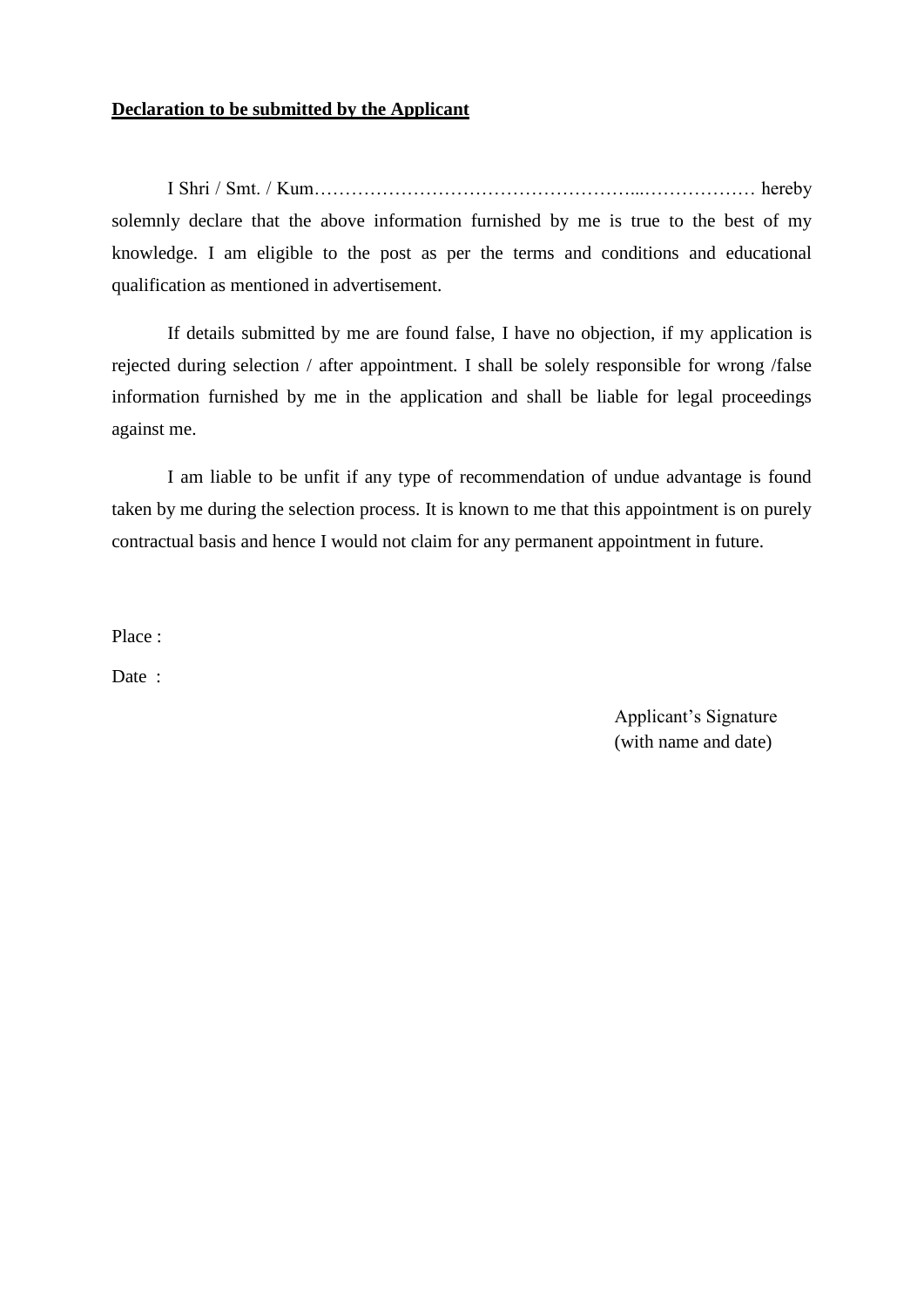**<u>Declaration to be submitted by the Applicant</u>**

I Shri / Smt. / Kum……………………………………………...……………… hereby solemnly declare that the above information furnished by me is true to the best of my knowledge. I am eligible to the post as per the terms and conditions and educational qualification as mentioned in advertisement.

If details submitted by me are found false, I have no objection, if my application is rejected during selection / after appointment. I shall be solely responsible for wrong /false information furnished by me in the application and shall be liable for legal proceedings against me.

I am liable to be unfit if any type of recommendation of undue advantage is found taken by me during the selection process. It is known to me that this appointment is on purely contractual basis and hence I would not claim for any permanent appointment in future.

Place :

Date :

Applicant's Signature
(with name and date)